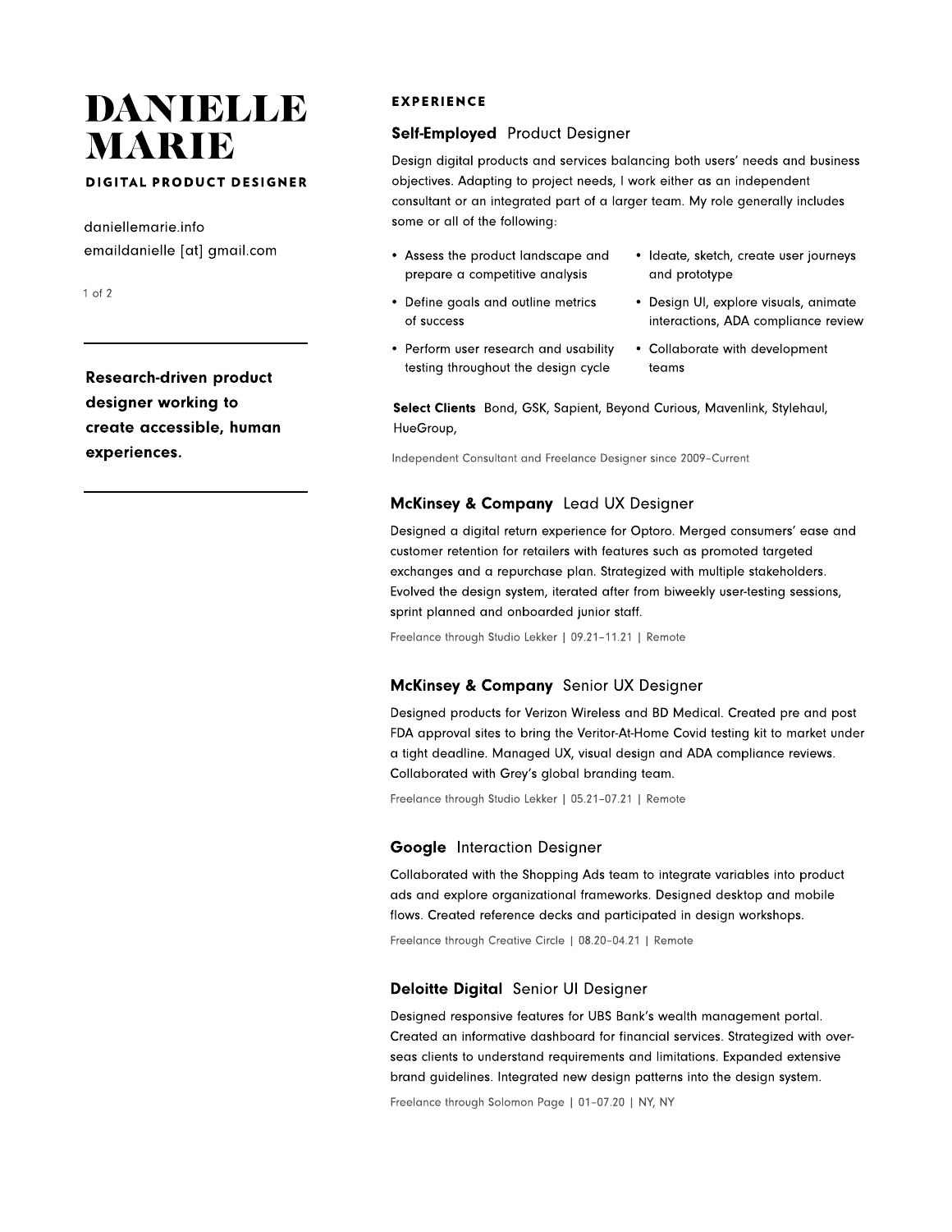# DANIELLE MARIE

**DIGITAL PRODUCT DESIGNER**

daniellemarie.info
emaildanielle [at] gmail.com

---

**Research-driven product designer working to create accessible, human experiences.**

---

## EXPERIENCE

### **Self-Employed** Product Designer

Design digital products and services balancing both users' needs and business objectives. Adapting to project needs, I work either as an independent consultant or an integrated part of a larger team. My role generally includes some or all of the following:

- Assess the product landscape and prepare a competitive analysis
- Define goals and outline metrics of success
- Perform user research and usability testing throughout the design cycle
- Ideate, sketch, create user journeys and prototype
- Design UI, explore visuals, animate interactions, ADA compliance review
- Collaborate with development teams

**Select Clients** Bond, GSK, Sapient, Beyond Curious, Mavenlink, Stylehaul, HueGroup,

Independent Consultant and Freelance Designer since 2009–Current

### **McKinsey & Company** Lead UX Designer

Designed a digital return experience for Optoro. Merged consumers' ease and customer retention for retailers with features such as promoted targeted exchanges and a repurchase plan. Strategized with multiple stakeholders. Evolved the design system, iterated after from biweekly user-testing sessions, sprint planned and onboarded junior staff.

Freelance through Studio Lekker | 09.21–11.21 | Remote

### **McKinsey & Company** Senior UX Designer

Designed products for Verizon Wireless and BD Medical. Created pre and post FDA approval sites to bring the Veritor-At-Home Covid testing kit to market under a tight deadline. Managed UX, visual design and ADA compliance reviews. Collaborated with Grey's global branding team.

Freelance through Studio Lekker | 05.21–07.21 | Remote

### **Google** Interaction Designer

Collaborated with the Shopping Ads team to integrate variables into product ads and explore organizational frameworks. Designed desktop and mobile flows. Created reference decks and participated in design workshops.

Freelance through Creative Circle | 08.20–04.21 | Remote

### **Deloitte Digital** Senior UI Designer

Designed responsive features for UBS Bank's wealth management portal. Created an informative dashboard for financial services. Strategized with over-seas clients to understand requirements and limitations. Expanded extensive brand guidelines. Integrated new design patterns into the design system.

Freelance through Solomon Page | 01–07.20 | NY, NY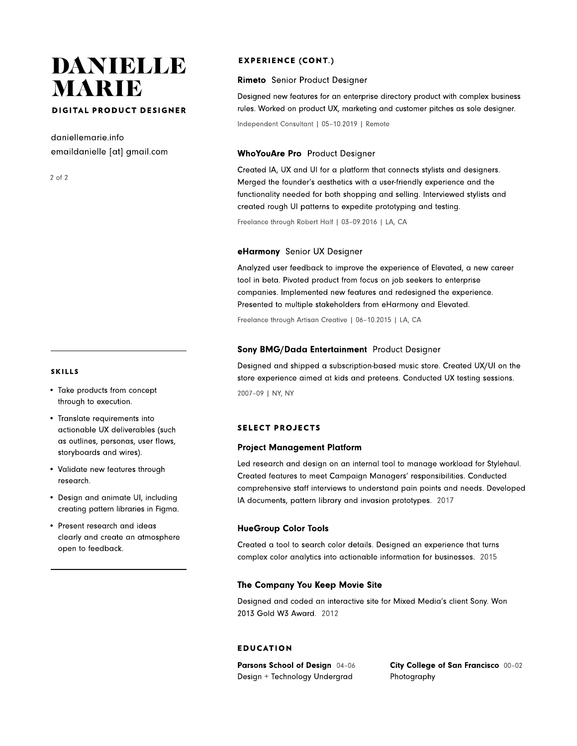# DANIELLE MARIE

**DIGITAL PRODUCT DESIGNER**

daniellemarie.info
emaildanielle [at] gmail.com

## EXPERIENCE (CONT.)

### **Rimeto** Senior Product Designer

Designed new features for an enterprise directory product with complex business rules. Worked on product UX, marketing and customer pitches as sole designer.

Independent Consultant | 05–10.2019 | Remote

### **WhoYouAre Pro** Product Designer

Created IA, UX and UI for a platform that connects stylists and designers. Merged the founder's aesthetics with a user-friendly experience and the functionality needed for both shopping and selling. Interviewed stylists and created rough UI patterns to expedite prototyping and testing.

Freelance through Robert Half | 03–09.2016 | LA, CA

### **eHarmony** Senior UX Designer

Analyzed user feedback to improve the experience of Elevated, a new career tool in beta. Pivoted product from focus on job seekers to enterprise companies. Implemented new features and redesigned the experience. Presented to multiple stakeholders from eHarmony and Elevated.

Freelance through Artisan Creative | 06–10.2015 | LA, CA

### **Sony BMG/Dada Entertainment** Product Designer

Designed and shipped a subscription-based music store. Created UX/UI on the store experience aimed at kids and preteens. Conducted UX testing sessions.

2007–09 | NY, NY

## SELECT PROJECTS

### Project Management Platform

Led research and design on an internal tool to manage workload for Stylehaul. Created features to meet Campaign Managers' responsibilities. Conducted comprehensive staff interviews to understand pain points and needs. Developed IA documents, pattern library and invasion prototypes. 2017

### HueGroup Color Tools

Created a tool to search color details. Designed an experience that turns complex color analytics into actionable information for businesses. 2015

### The Company You Keep Movie Site

Designed and coded an interactive site for Mixed Media's client Sony. Won 2013 Gold W3 Award. 2012

## EDUCATION

**Parsons School of Design** 04–06
Design + Technology Undergrad

**City College of San Francisco** 00–02
Photography

## SKILLS

- Take products from concept through to execution.
- Translate requirements into actionable UX deliverables (such as outlines, personas, user flows, storyboards and wires).
- Validate new features through research.
- Design and animate UI, including creating pattern libraries in Figma.
- Present research and ideas clearly and create an atmosphere open to feedback.